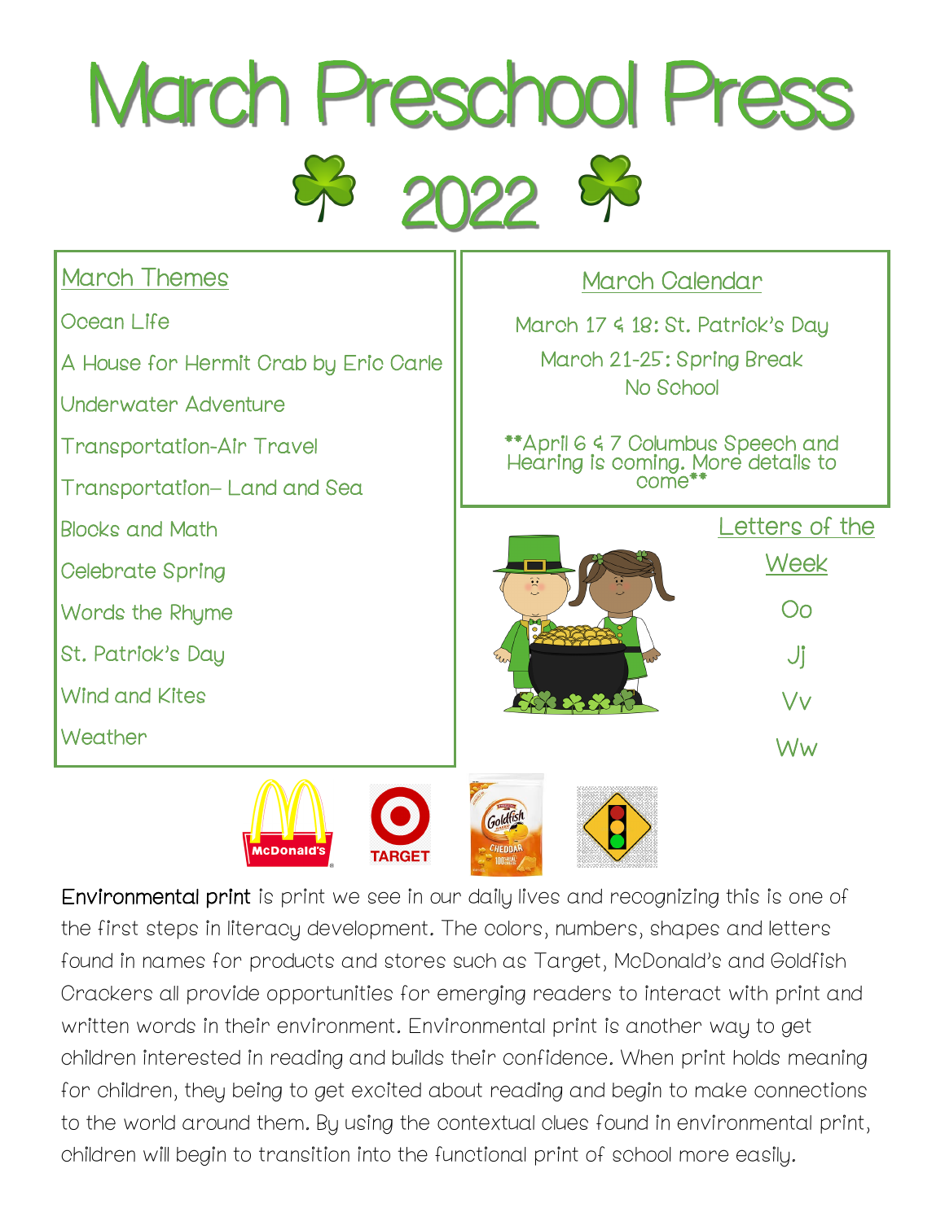# March Preschool Press

# 2022

## March Themes

Ocean Life

A House for Hermit Crab by Eric Carle

Underwater Adventure

Transportation-Air Travel

Transportation– Land and Sea

Blocks and Math

Celebrate Spring

Words the Rhyme

St. Patrick's Day

Wind and Kites

Weather

## March Calendar

March 17 & 18: St. Patrick's Day

March 21-25: Spring Break
No School

**April 6 & 7 Columbus Speech and Hearing is coming. More details to come**

## Letters of the Week

Oo

Jj

Vv

Ww

**Environmental print** is print we see in our daily lives and recognizing this is one of the first steps in literacy development. The colors, numbers, shapes and letters found in names for products and stores such as Target, McDonald's and Goldfish Crackers all provide opportunities for emerging readers to interact with print and written words in their environment. Environmental print is another way to get children interested in reading and builds their confidence. When print holds meaning for children, they being to get excited about reading and begin to make connections to the world around them. By using the contextual clues found in environmental print, children will begin to transition into the functional print of school more easily.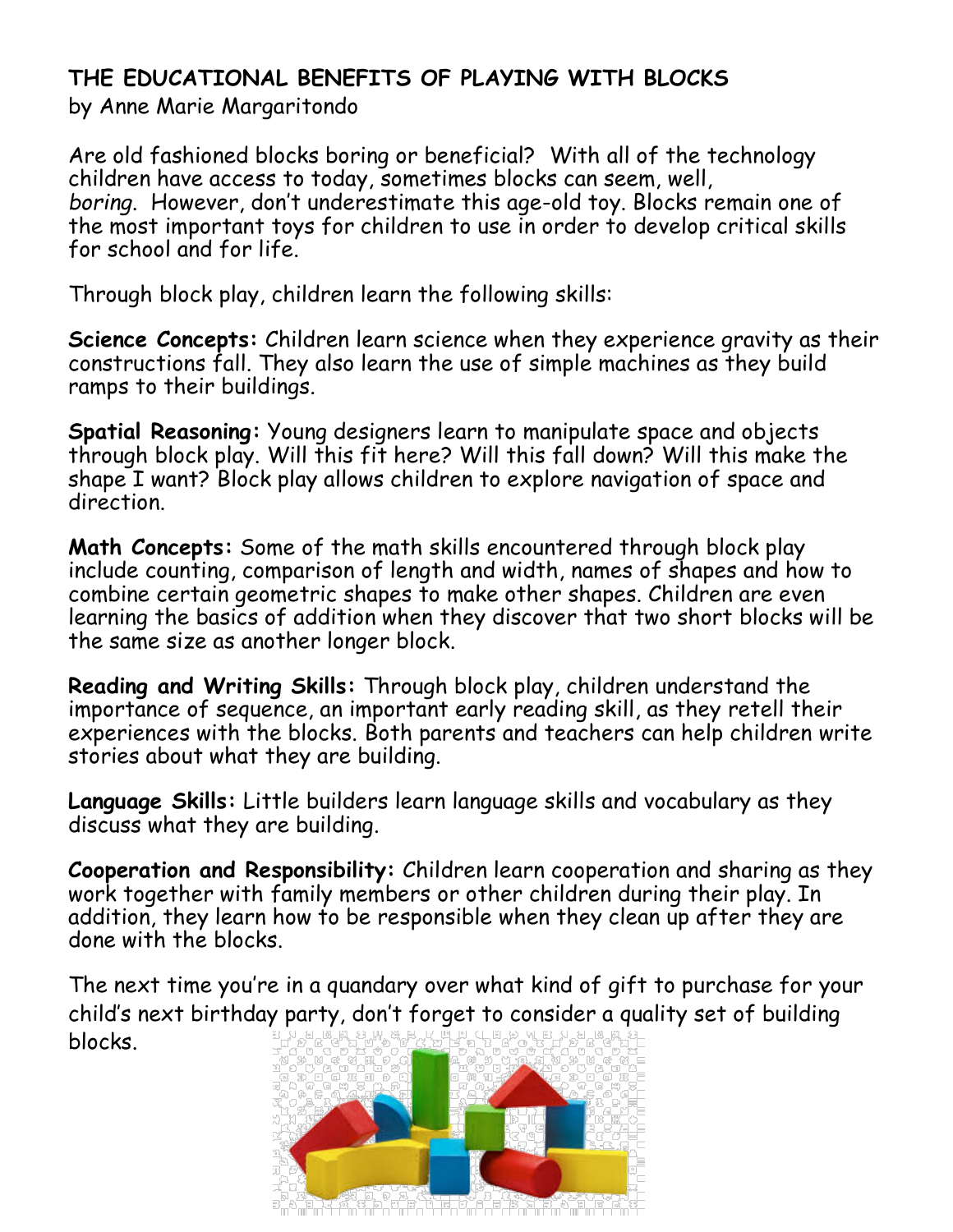# THE EDUCATIONAL BENEFITS OF PLAYING WITH BLOCKS

by Anne Marie Margaritondo

Are old fashioned blocks boring or beneficial? With all of the technology children have access to today, sometimes blocks can seem, well, *boring*. However, don't underestimate this age-old toy. Blocks remain one of the most important toys for children to use in order to develop critical skills for school and for life.

Through block play, children learn the following skills:

**Science Concepts:** Children learn science when they experience gravity as their constructions fall. They also learn the use of simple machines as they build ramps to their buildings.

**Spatial Reasoning:** Young designers learn to manipulate space and objects through block play. Will this fit here? Will this fall down? Will this make the shape I want? Block play allows children to explore navigation of space and direction.

**Math Concepts:** Some of the math skills encountered through block play include counting, comparison of length and width, names of shapes and how to combine certain geometric shapes to make other shapes. Children are even learning the basics of addition when they discover that two short blocks will be the same size as another longer block.

**Reading and Writing Skills:** Through block play, children understand the importance of sequence, an important early reading skill, as they retell their experiences with the blocks. Both parents and teachers can help children write stories about what they are building.

**Language Skills:** Little builders learn language skills and vocabulary as they discuss what they are building.

**Cooperation and Responsibility:** Children learn cooperation and sharing as they work together with family members or other children during their play. In addition, they learn how to be responsible when they clean up after they are done with the blocks.

The next time you're in a quandary over what kind of gift to purchase for your child's next birthday party, don't forget to consider a quality set of building blocks.